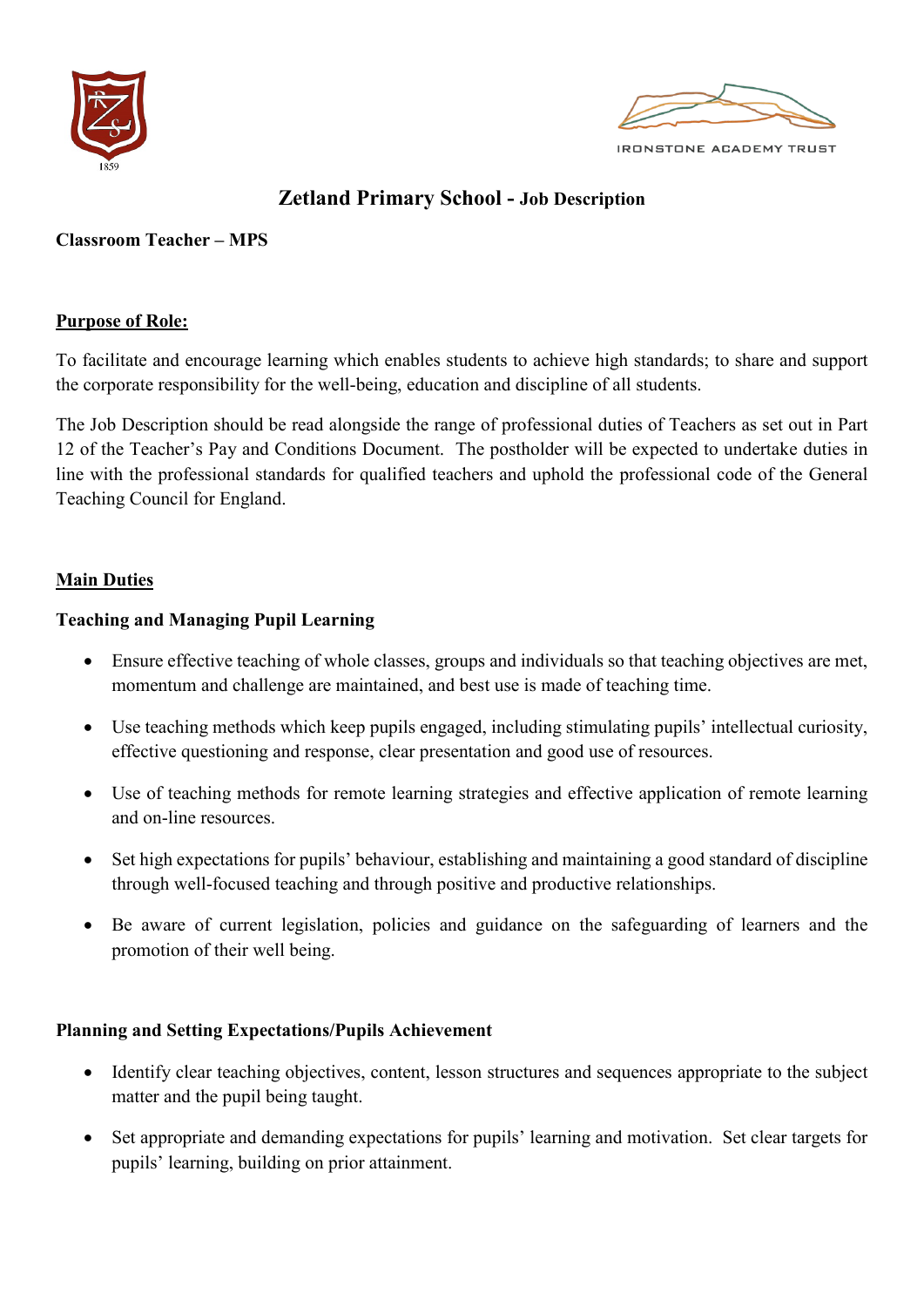IRONSTONE ACADEMY TRUST

# Zetland Primary School - Job Description

**Classroom Teacher – MPS**

## Purpose of Role:

To facilitate and encourage learning which enables students to achieve high standards; to share and support the corporate responsibility for the well-being, education and discipline of all students.

The Job Description should be read alongside the range of professional duties of Teachers as set out in Part 12 of the Teacher's Pay and Conditions Document. The postholder will be expected to undertake duties in line with the professional standards for qualified teachers and uphold the professional code of the General Teaching Council for England.

## Main Duties

### Teaching and Managing Pupil Learning

- Ensure effective teaching of whole classes, groups and individuals so that teaching objectives are met, momentum and challenge are maintained, and best use is made of teaching time.
- Use teaching methods which keep pupils engaged, including stimulating pupils' intellectual curiosity, effective questioning and response, clear presentation and good use of resources.
- Use of teaching methods for remote learning strategies and effective application of remote learning and on-line resources.
- Set high expectations for pupils' behaviour, establishing and maintaining a good standard of discipline through well-focused teaching and through positive and productive relationships.
- Be aware of current legislation, policies and guidance on the safeguarding of learners and the promotion of their well being.

### Planning and Setting Expectations/Pupils Achievement

- Identify clear teaching objectives, content, lesson structures and sequences appropriate to the subject matter and the pupil being taught.
- Set appropriate and demanding expectations for pupils' learning and motivation. Set clear targets for pupils' learning, building on prior attainment.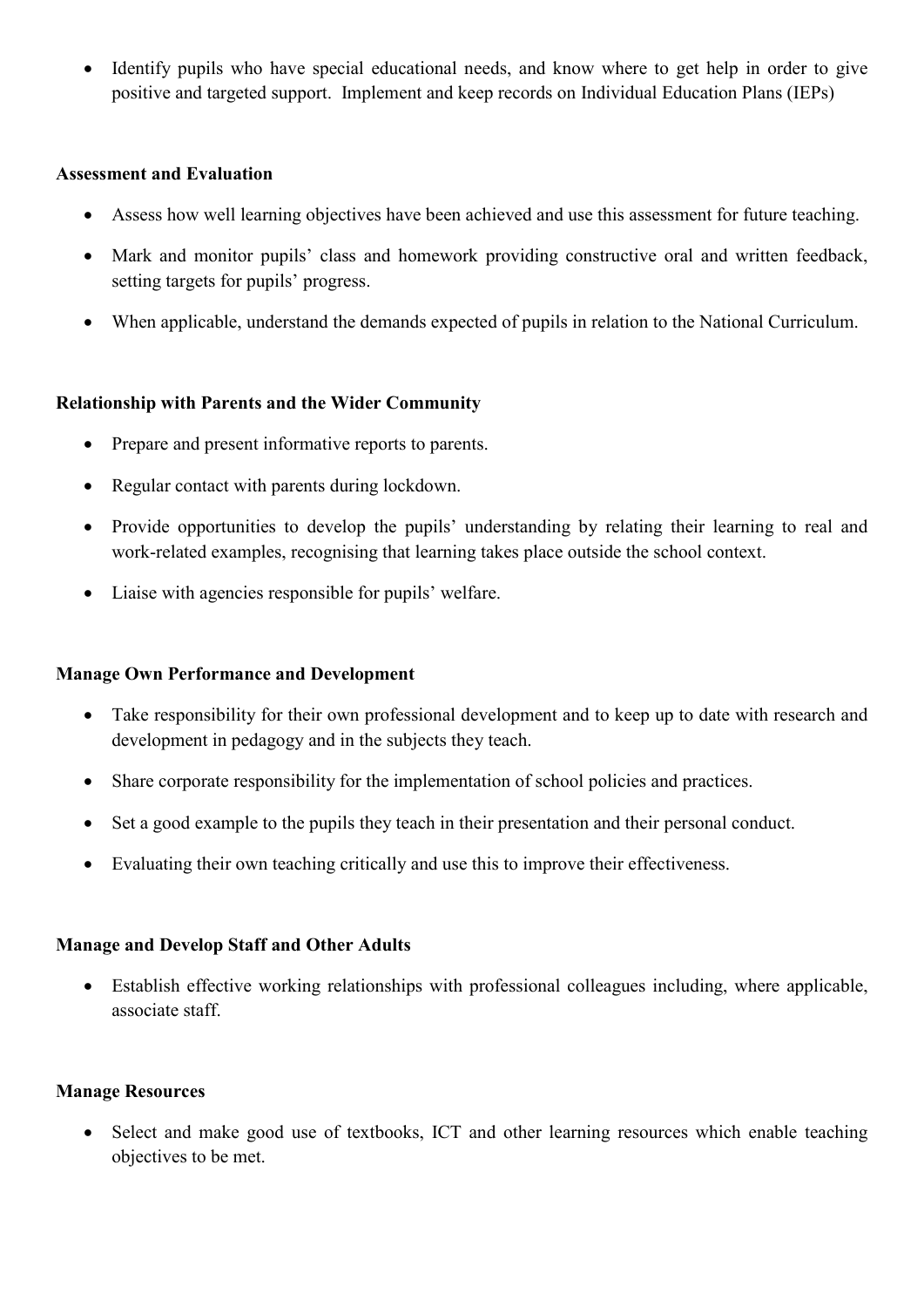- Identify pupils who have special educational needs, and know where to get help in order to give positive and targeted support. Implement and keep records on Individual Education Plans (IEPs)

**Assessment and Evaluation**

- Assess how well learning objectives have been achieved and use this assessment for future teaching.
- Mark and monitor pupils' class and homework providing constructive oral and written feedback, setting targets for pupils' progress.
- When applicable, understand the demands expected of pupils in relation to the National Curriculum.

**Relationship with Parents and the Wider Community**

- Prepare and present informative reports to parents.
- Regular contact with parents during lockdown.
- Provide opportunities to develop the pupils' understanding by relating their learning to real and work-related examples, recognising that learning takes place outside the school context.
- Liaise with agencies responsible for pupils' welfare.

**Manage Own Performance and Development**

- Take responsibility for their own professional development and to keep up to date with research and development in pedagogy and in the subjects they teach.
- Share corporate responsibility for the implementation of school policies and practices.
- Set a good example to the pupils they teach in their presentation and their personal conduct.
- Evaluating their own teaching critically and use this to improve their effectiveness.

**Manage and Develop Staff and Other Adults**

- Establish effective working relationships with professional colleagues including, where applicable, associate staff.

**Manage Resources**

- Select and make good use of textbooks, ICT and other learning resources which enable teaching objectives to be met.